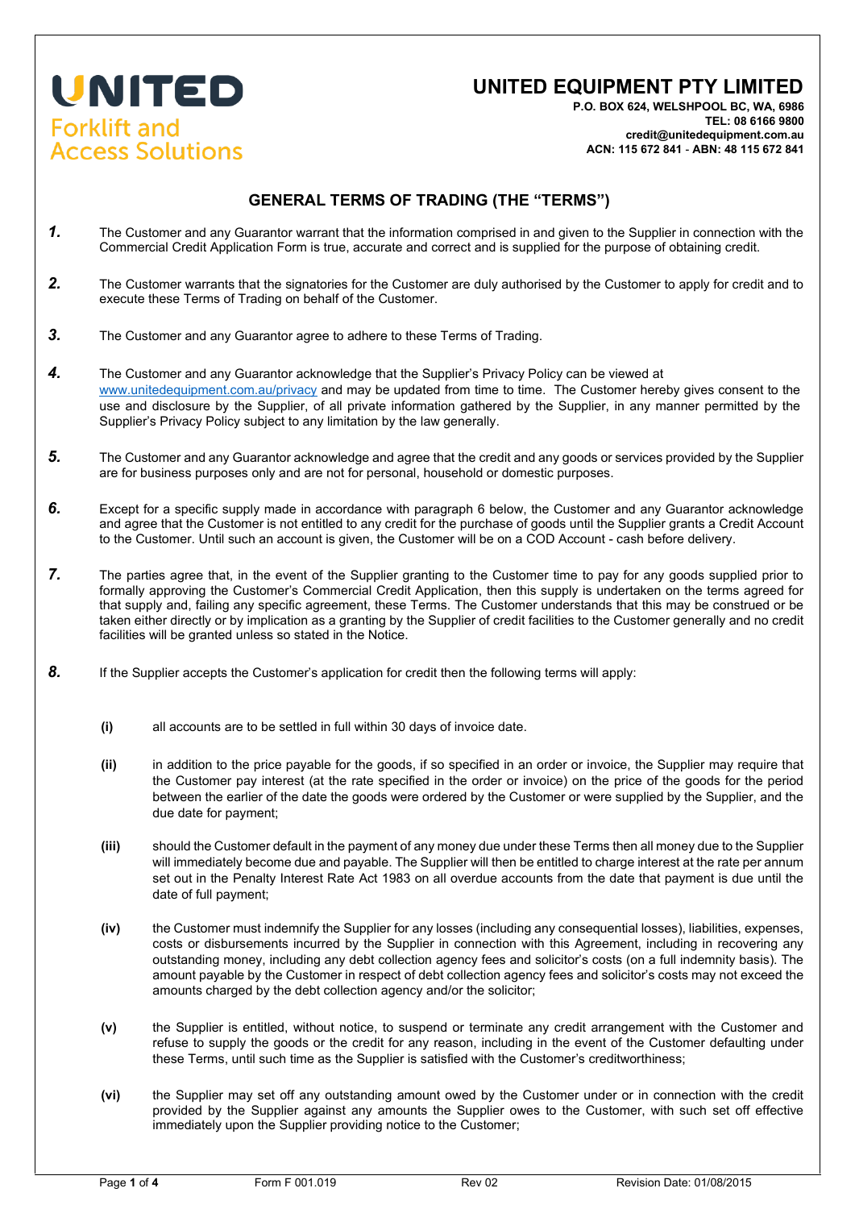**UNITED**
Forklift and
Access Solutions

# UNITED EQUIPMENT PTY LIMITED

**P.O. BOX 624, WELSHPOOL BC, WA, 6986**
**TEL: 08 6166 9800**
**credit@unitedequipment.com.au**
**ACN: 115 672 841 - ABN: 48 115 672 841**

## GENERAL TERMS OF TRADING (THE "TERMS")

***1.*** The Customer and any Guarantor warrant that the information comprised in and given to the Supplier in connection with the Commercial Credit Application Form is true, accurate and correct and is supplied for the purpose of obtaining credit.

***2.*** The Customer warrants that the signatories for the Customer are duly authorised by the Customer to apply for credit and to execute these Terms of Trading on behalf of the Customer.

***3.*** The Customer and any Guarantor agree to adhere to these Terms of Trading.

***4.*** The Customer and any Guarantor acknowledge that the Supplier's Privacy Policy can be viewed at www.unitedequipment.com.au/privacy and may be updated from time to time. The Customer hereby gives consent to the use and disclosure by the Supplier, of all private information gathered by the Supplier, in any manner permitted by the Supplier's Privacy Policy subject to any limitation by the law generally.

***5.*** The Customer and any Guarantor acknowledge and agree that the credit and any goods or services provided by the Supplier are for business purposes only and are not for personal, household or domestic purposes.

***6.*** Except for a specific supply made in accordance with paragraph 6 below, the Customer and any Guarantor acknowledge and agree that the Customer is not entitled to any credit for the purchase of goods until the Supplier grants a Credit Account to the Customer. Until such an account is given, the Customer will be on a COD Account - cash before delivery.

***7.*** The parties agree that, in the event of the Supplier granting to the Customer time to pay for any goods supplied prior to formally approving the Customer's Commercial Credit Application, then this supply is undertaken on the terms agreed for that supply and, failing any specific agreement, these Terms. The Customer understands that this may be construed or be taken either directly or by implication as a granting by the Supplier of credit facilities to the Customer generally and no credit facilities will be granted unless so stated in the Notice.

***8.*** If the Supplier accepts the Customer's application for credit then the following terms will apply:

**(i)** all accounts are to be settled in full within 30 days of invoice date.

**(ii)** in addition to the price payable for the goods, if so specified in an order or invoice, the Supplier may require that the Customer pay interest (at the rate specified in the order or invoice) on the price of the goods for the period between the earlier of the date the goods were ordered by the Customer or were supplied by the Supplier, and the due date for payment;

**(iii)** should the Customer default in the payment of any money due under these Terms then all money due to the Supplier will immediately become due and payable. The Supplier will then be entitled to charge interest at the rate per annum set out in the Penalty Interest Rate Act 1983 on all overdue accounts from the date that payment is due until the date of full payment;

**(iv)** the Customer must indemnify the Supplier for any losses (including any consequential losses), liabilities, expenses, costs or disbursements incurred by the Supplier in connection with this Agreement, including in recovering any outstanding money, including any debt collection agency fees and solicitor's costs (on a full indemnity basis). The amount payable by the Customer in respect of debt collection agency fees and solicitor's costs may not exceed the amounts charged by the debt collection agency and/or the solicitor;

**(v)** the Supplier is entitled, without notice, to suspend or terminate any credit arrangement with the Customer and refuse to supply the goods or the credit for any reason, including in the event of the Customer defaulting under these Terms, until such time as the Supplier is satisfied with the Customer's creditworthiness;

**(vi)** the Supplier may set off any outstanding amount owed by the Customer under or in connection with the credit provided by the Supplier against any amounts the Supplier owes to the Customer, with such set off effective immediately upon the Supplier providing notice to the Customer;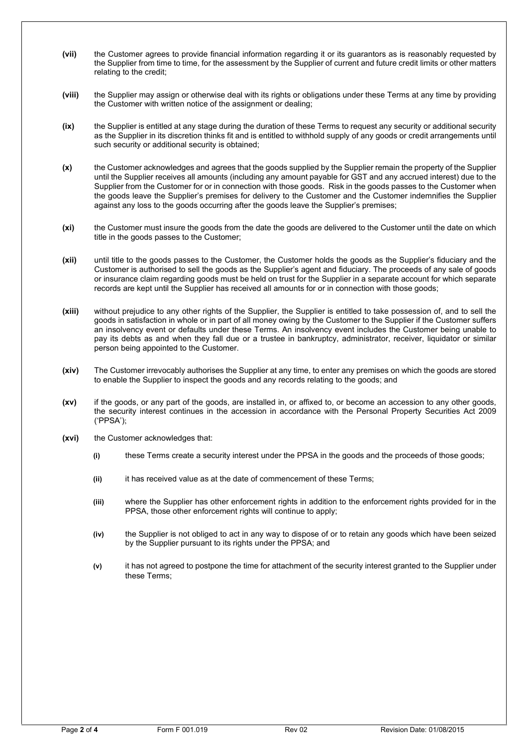**(vii)** the Customer agrees to provide financial information regarding it or its guarantors as is reasonably requested by the Supplier from time to time, for the assessment by the Supplier of current and future credit limits or other matters relating to the credit;

**(viii)** the Supplier may assign or otherwise deal with its rights or obligations under these Terms at any time by providing the Customer with written notice of the assignment or dealing;

**(ix)** the Supplier is entitled at any stage during the duration of these Terms to request any security or additional security as the Supplier in its discretion thinks fit and is entitled to withhold supply of any goods or credit arrangements until such security or additional security is obtained;

**(x)** the Customer acknowledges and agrees that the goods supplied by the Supplier remain the property of the Supplier until the Supplier receives all amounts (including any amount payable for GST and any accrued interest) due to the Supplier from the Customer for or in connection with those goods. Risk in the goods passes to the Customer when the goods leave the Supplier's premises for delivery to the Customer and the Customer indemnifies the Supplier against any loss to the goods occurring after the goods leave the Supplier's premises;

**(xi)** the Customer must insure the goods from the date the goods are delivered to the Customer until the date on which title in the goods passes to the Customer;

**(xii)** until title to the goods passes to the Customer, the Customer holds the goods as the Supplier's fiduciary and the Customer is authorised to sell the goods as the Supplier's agent and fiduciary. The proceeds of any sale of goods or insurance claim regarding goods must be held on trust for the Supplier in a separate account for which separate records are kept until the Supplier has received all amounts for or in connection with those goods;

**(xiii)** without prejudice to any other rights of the Supplier, the Supplier is entitled to take possession of, and to sell the goods in satisfaction in whole or in part of all money owing by the Customer to the Supplier if the Customer suffers an insolvency event or defaults under these Terms. An insolvency event includes the Customer being unable to pay its debts as and when they fall due or a trustee in bankruptcy, administrator, receiver, liquidator or similar person being appointed to the Customer.

**(xiv)** The Customer irrevocably authorises the Supplier at any time, to enter any premises on which the goods are stored to enable the Supplier to inspect the goods and any records relating to the goods; and

**(xv)** if the goods, or any part of the goods, are installed in, or affixed to, or become an accession to any other goods, the security interest continues in the accession in accordance with the Personal Property Securities Act 2009 ('PPSA');

**(xvi)** the Customer acknowledges that:

- **(i)** these Terms create a security interest under the PPSA in the goods and the proceeds of those goods;
- **(ii)** it has received value as at the date of commencement of these Terms;
- **(iii)** where the Supplier has other enforcement rights in addition to the enforcement rights provided for in the PPSA, those other enforcement rights will continue to apply;
- **(iv)** the Supplier is not obliged to act in any way to dispose of or to retain any goods which have been seized by the Supplier pursuant to its rights under the PPSA; and
- **(v)** it has not agreed to postpone the time for attachment of the security interest granted to the Supplier under these Terms;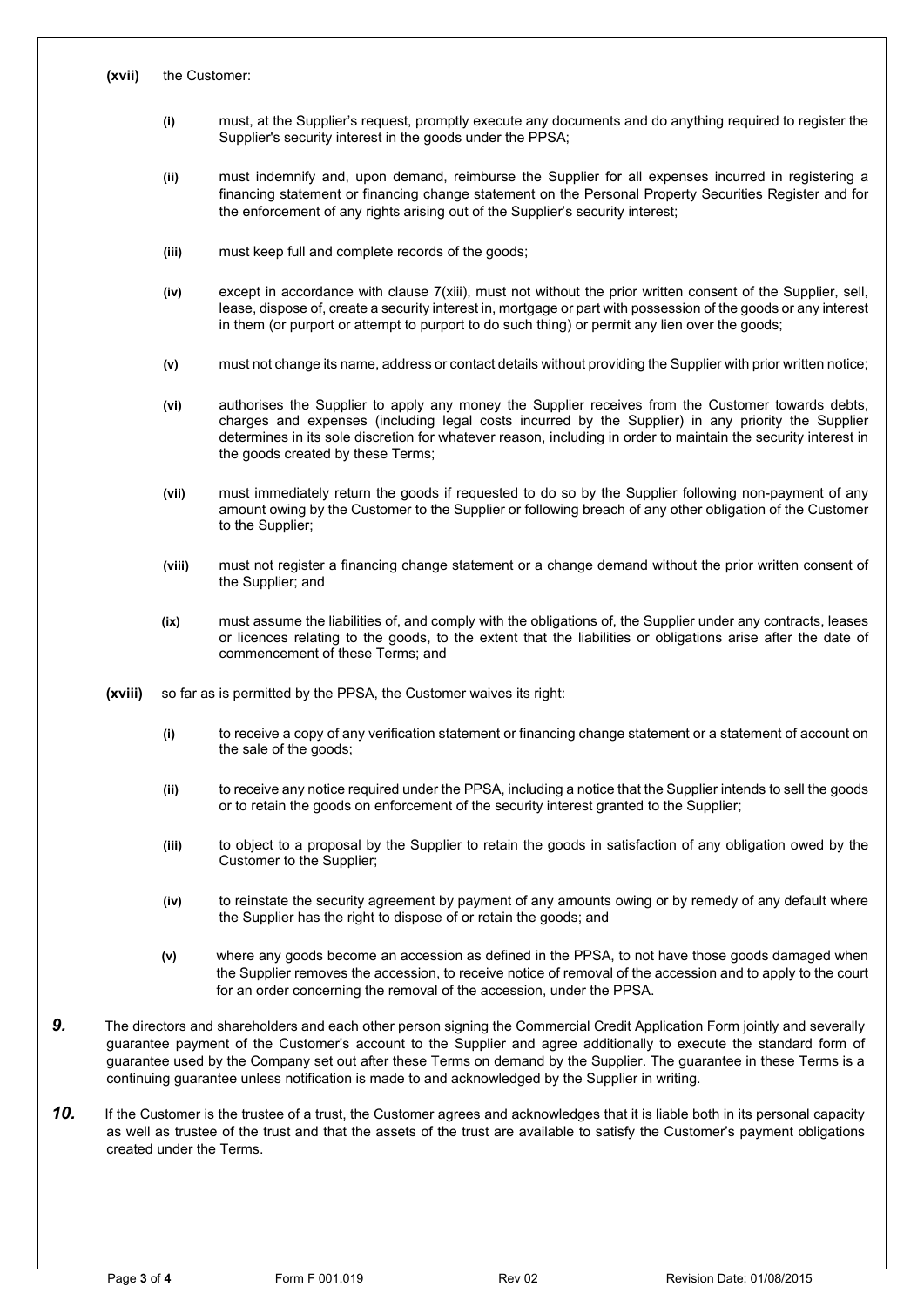**(xvii)** the Customer:

- **(i)** must, at the Supplier's request, promptly execute any documents and do anything required to register the Supplier's security interest in the goods under the PPSA;

- **(ii)** must indemnify and, upon demand, reimburse the Supplier for all expenses incurred in registering a financing statement or financing change statement on the Personal Property Securities Register and for the enforcement of any rights arising out of the Supplier's security interest;

- **(iii)** must keep full and complete records of the goods;

- **(iv)** except in accordance with clause 7(xiii), must not without the prior written consent of the Supplier, sell, lease, dispose of, create a security interest in, mortgage or part with possession of the goods or any interest in them (or purport or attempt to purport to do such thing) or permit any lien over the goods;

- **(v)** must not change its name, address or contact details without providing the Supplier with prior written notice;

- **(vi)** authorises the Supplier to apply any money the Supplier receives from the Customer towards debts, charges and expenses (including legal costs incurred by the Supplier) in any priority the Supplier determines in its sole discretion for whatever reason, including in order to maintain the security interest in the goods created by these Terms;

- **(vii)** must immediately return the goods if requested to do so by the Supplier following non-payment of any amount owing by the Customer to the Supplier or following breach of any other obligation of the Customer to the Supplier;

- **(viii)** must not register a financing change statement or a change demand without the prior written consent of the Supplier; and

- **(ix)** must assume the liabilities of, and comply with the obligations of, the Supplier under any contracts, leases or licences relating to the goods, to the extent that the liabilities or obligations arise after the date of commencement of these Terms; and

**(xviii)** so far as is permitted by the PPSA, the Customer waives its right:

- **(i)** to receive a copy of any verification statement or financing change statement or a statement of account on the sale of the goods;

- **(ii)** to receive any notice required under the PPSA, including a notice that the Supplier intends to sell the goods or to retain the goods on enforcement of the security interest granted to the Supplier;

- **(iii)** to object to a proposal by the Supplier to retain the goods in satisfaction of any obligation owed by the Customer to the Supplier;

- **(iv)** to reinstate the security agreement by payment of any amounts owing or by remedy of any default where the Supplier has the right to dispose of or retain the goods; and

- **(v)** where any goods become an accession as defined in the PPSA, to not have those goods damaged when the Supplier removes the accession, to receive notice of removal of the accession and to apply to the court for an order concerning the removal of the accession, under the PPSA.

***9.*** The directors and shareholders and each other person signing the Commercial Credit Application Form jointly and severally guarantee payment of the Customer's account to the Supplier and agree additionally to execute the standard form of guarantee used by the Company set out after these Terms on demand by the Supplier. The guarantee in these Terms is a continuing guarantee unless notification is made to and acknowledged by the Supplier in writing.

***10.*** If the Customer is the trustee of a trust, the Customer agrees and acknowledges that it is liable both in its personal capacity as well as trustee of the trust and that the assets of the trust are available to satisfy the Customer's payment obligations created under the Terms.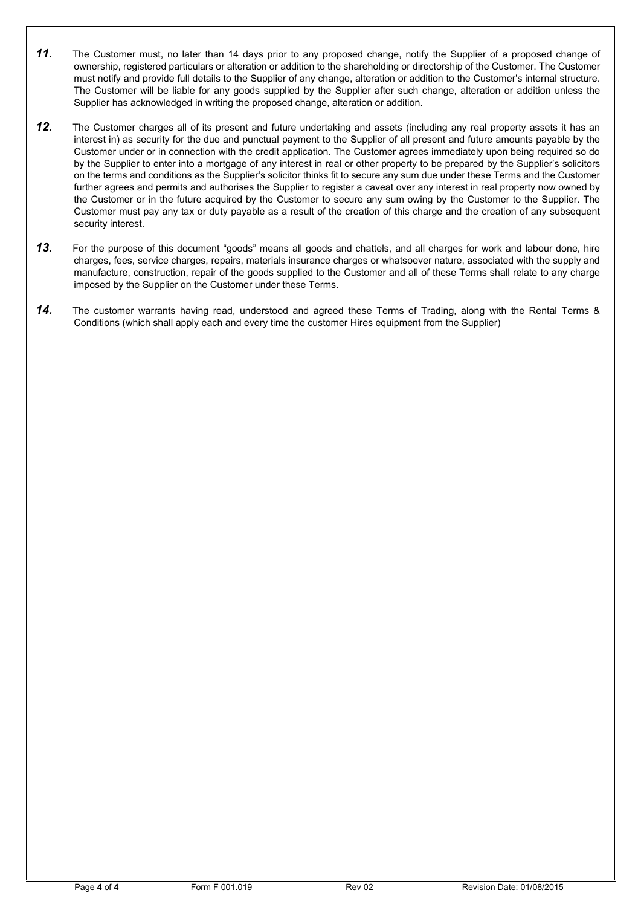***11.*** The Customer must, no later than 14 days prior to any proposed change, notify the Supplier of a proposed change of ownership, registered particulars or alteration or addition to the shareholding or directorship of the Customer. The Customer must notify and provide full details to the Supplier of any change, alteration or addition to the Customer's internal structure. The Customer will be liable for any goods supplied by the Supplier after such change, alteration or addition unless the Supplier has acknowledged in writing the proposed change, alteration or addition.

***12.*** The Customer charges all of its present and future undertaking and assets (including any real property assets it has an interest in) as security for the due and punctual payment to the Supplier of all present and future amounts payable by the Customer under or in connection with the credit application. The Customer agrees immediately upon being required so do by the Supplier to enter into a mortgage of any interest in real or other property to be prepared by the Supplier's solicitors on the terms and conditions as the Supplier's solicitor thinks fit to secure any sum due under these Terms and the Customer further agrees and permits and authorises the Supplier to register a caveat over any interest in real property now owned by the Customer or in the future acquired by the Customer to secure any sum owing by the Customer to the Supplier. The Customer must pay any tax or duty payable as a result of the creation of this charge and the creation of any subsequent security interest.

***13.*** For the purpose of this document "goods" means all goods and chattels, and all charges for work and labour done, hire charges, fees, service charges, repairs, materials insurance charges or whatsoever nature, associated with the supply and manufacture, construction, repair of the goods supplied to the Customer and all of these Terms shall relate to any charge imposed by the Supplier on the Customer under these Terms.

***14.*** The customer warrants having read, understood and agreed these Terms of Trading, along with the Rental Terms & Conditions (which shall apply each and every time the customer Hires equipment from the Supplier)

Form F 001.019 Rev 02 Revision Date: 01/08/2015